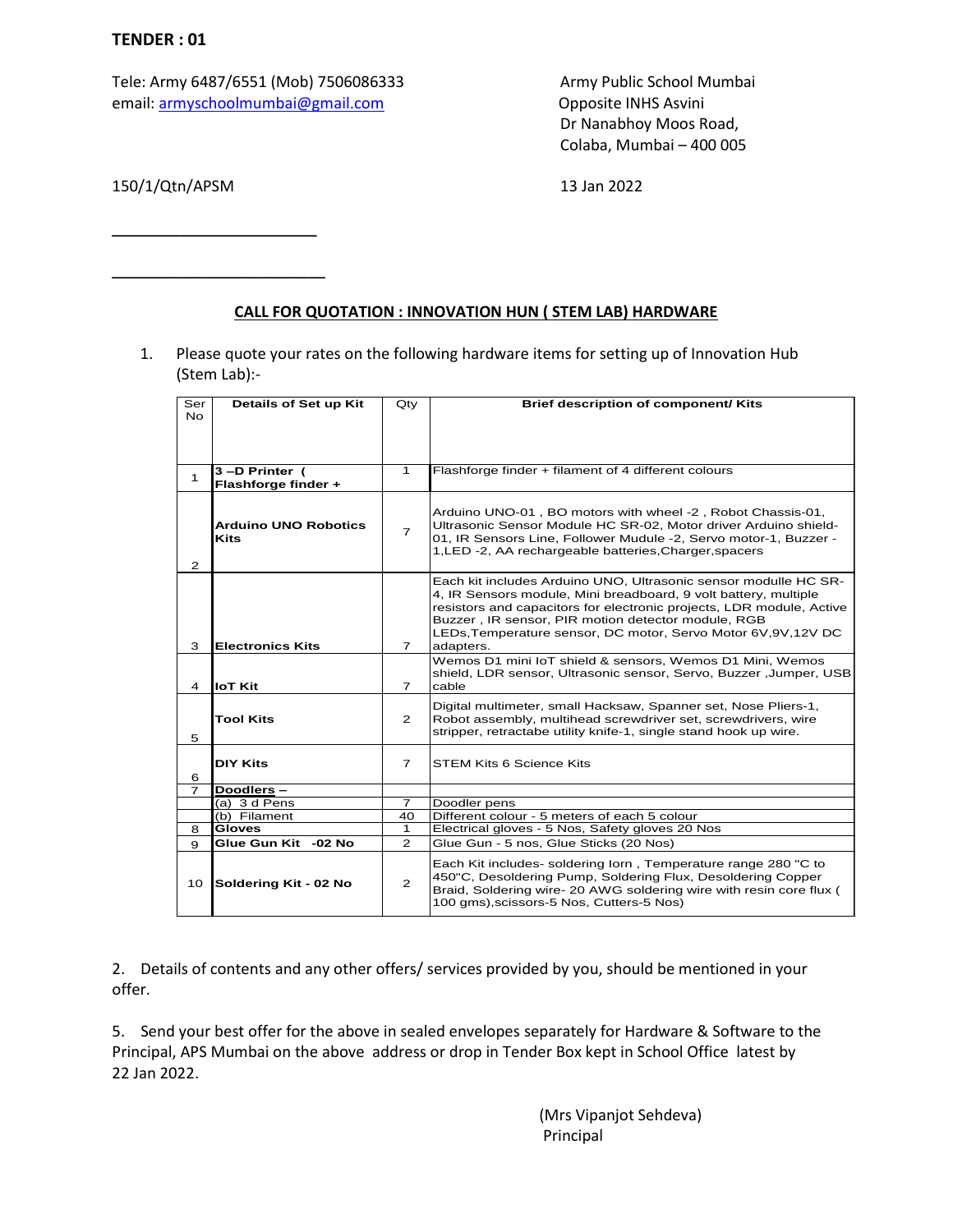**TENDER : 01**

Tele: Army 6487/6551 (Mob) 7506086333
email: armyschoolmumbai@gmail.com

Army Public School Mumbai
Opposite INHS Asvini
Dr Nanabhoy Moos Road,
Colaba, Mumbai – 400 005

150/1/Qtn/APSM

13 Jan 2022

\_\_\_\_\_\_\_\_\_\_\_\_\_\_\_\_\_\_\_\_\_\_\_\_

\_\_\_\_\_\_\_\_\_\_\_\_\_\_\_\_\_\_\_\_\_\_\_\_

**CALL FOR QUOTATION : INNOVATION HUN ( STEM LAB) HARDWARE**

1. Please quote your rates on the following hardware items for setting up of Innovation Hub (Stem Lab):-

| Ser No | Details of Set up Kit | Qty | Brief description of component/ Kits |
|---|---|---|---|
| 1 | **3 –D Printer ( Flashforge finder +** | 1 | Flashforge finder + filament of 4 different colours |
| 2 | **Arduino UNO Robotics Kits** | 7 | Arduino UNO-01 , BO motors with wheel -2 , Robot Chassis-01, Ultrasonic Sensor Module HC SR-02, Motor driver Arduino shield-01, IR Sensors Line, Follower Mudule -2, Servo motor-1, Buzzer -1,LED -2, AA rechargeable batteries,Charger,spacers |
| 3 | **Electronics Kits** | 7 | Each kit includes Arduino UNO, Ultrasonic sensor modulle HC SR-4, IR Sensors module, Mini breadboard, 9 volt battery, multiple resistors and capacitors for electronic projects, LDR module, Active Buzzer , IR sensor, PIR motion detector module, RGB LEDs,Temperature sensor, DC motor, Servo Motor 6V,9V,12V DC adapters. |
| 4 | **IoT Kit** | 7 | Wemos D1 mini IoT shield & sensors, Wemos D1 Mini, Wemos shield, LDR sensor, Ultrasonic sensor, Servo, Buzzer ,Jumper, USB cable |
| 5 | **Tool Kits** | 2 | Digital multimeter, small Hacksaw, Spanner set, Nose Pliers-1, Robot assembly, multihead screwdriver set, screwdrivers, wire stripper, retractabe utility knife-1, single stand hook up wire. |
| 6 | **DIY Kits** | 7 | STEM Kits 6 Science Kits |
| 7 | **Doodlers –** | | |
| | (a) 3 d Pens | 7 | Doodler pens |
| | (b) Filament | 40 | Different colour - 5 meters of each 5 colour |
| 8 | **Gloves** | 1 | Electrical gloves - 5 Nos, Safety gloves 20 Nos |
| 9 | **Glue Gun Kit -02 No** | 2 | Glue Gun - 5 nos, Glue Sticks (20 Nos) |
| 10 | **Soldering Kit - 02 No** | 2 | Each Kit includes- soldering Iorn , Temperature range 280 "C to 450"C, Desoldering Pump, Soldering Flux, Desoldering Copper Braid, Soldering wire- 20 AWG soldering wire with resin core flux ( 100 gms),scissors-5 Nos, Cutters-5 Nos) |

2. Details of contents and any other offers/ services provided by you, should be mentioned in your offer.

5. Send your best offer for the above in sealed envelopes separately for Hardware & Software to the Principal, APS Mumbai on the above address or drop in Tender Box kept in School Office latest by 22 Jan 2022.

(Mrs Vipanjot Sehdeva)
Principal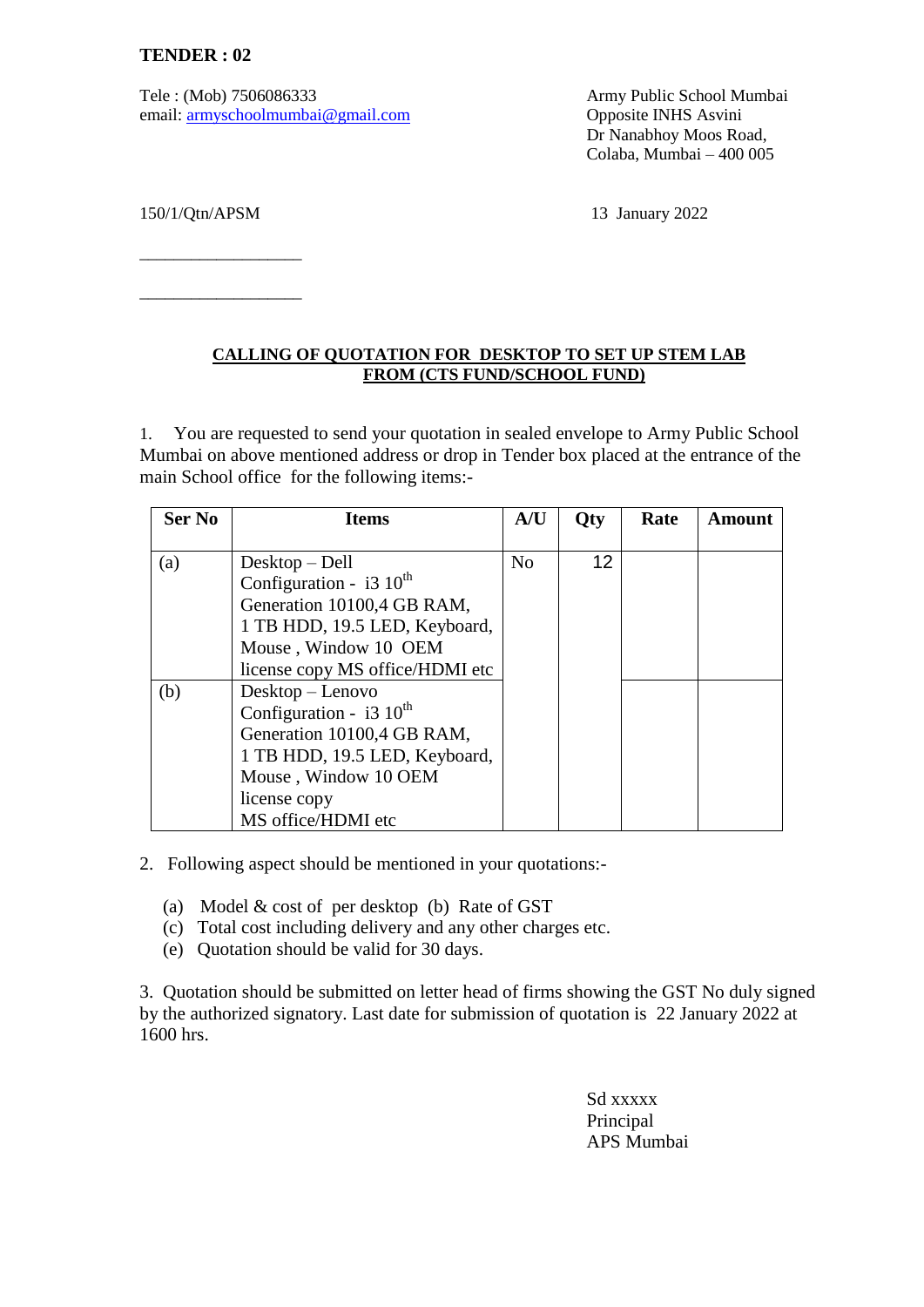**TENDER : 02**

Tele : (Mob) 7506086333
email: armyschoolmumbai@gmail.com

Army Public School Mumbai
Opposite INHS Asvini
Dr Nanabhoy Moos Road,
Colaba, Mumbai – 400 005

150/1/Qtn/APSM

13 January 2022

\_\_\_\_\_\_\_\_\_\_\_\_\_\_\_\_\_\_

\_\_\_\_\_\_\_\_\_\_\_\_\_\_\_\_\_\_

**CALLING OF QUOTATION FOR DESKTOP TO SET UP STEM LAB FROM (CTS FUND/SCHOOL FUND)**

1. You are requested to send your quotation in sealed envelope to Army Public School Mumbai on above mentioned address or drop in Tender box placed at the entrance of the main School office for the following items:-

| Ser No | Items | A/U | Qty | Rate | Amount |
|---|---|---|---|---|---|
| (a) | Desktop – Dell Configuration - i3 10th Generation 10100,4 GB RAM, 1 TB HDD, 19.5 LED, Keyboard, Mouse , Window 10 OEM license copy MS office/HDMI etc | No | 12 | | |
| (b) | Desktop – Lenovo Configuration - i3 10th Generation 10100,4 GB RAM, 1 TB HDD, 19.5 LED, Keyboard, Mouse , Window 10 OEM license copy MS office/HDMI etc | | | | |

2. Following aspect should be mentioned in your quotations:-

   (a) Model & cost of per desktop (b) Rate of GST
   (c) Total cost including delivery and any other charges etc.
   (e) Quotation should be valid for 30 days.

3. Quotation should be submitted on letter head of firms showing the GST No duly signed by the authorized signatory. Last date for submission of quotation is 22 January 2022 at 1600 hrs.

Sd xxxxx
Principal
APS Mumbai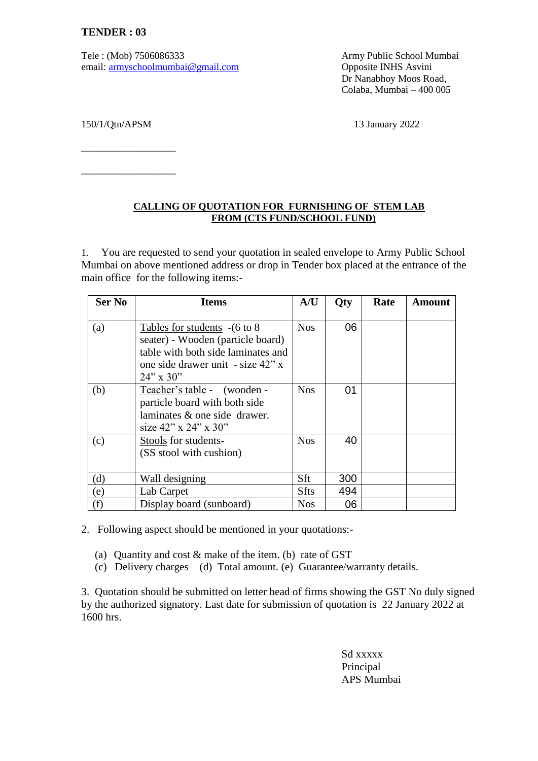**TENDER : 03**

Tele : (Mob) 7506086333
email: armyschoolmumbai@gmail.com

Army Public School Mumbai
Opposite INHS Asvini
Dr Nanabhoy Moos Road,
Colaba, Mumbai – 400 005

150/1/Qtn/APSM

13 January 2022

\_\_\_\_\_\_\_\_\_\_\_\_\_\_\_\_\_\_\_

\_\_\_\_\_\_\_\_\_\_\_\_\_\_\_\_\_\_\_

**CALLING OF QUOTATION FOR FURNISHING OF STEM LAB FROM (CTS FUND/SCHOOL FUND)**

1. You are requested to send your quotation in sealed envelope to Army Public School Mumbai on above mentioned address or drop in Tender box placed at the entrance of the main office for the following items:-

| Ser No | Items | A/U | Qty | Rate | Amount |
|---|---|---|---|---|---|
| (a) | Tables for students -(6 to 8 seater) - Wooden (particle board) table with both side laminates and one side drawer unit - size 42" x 24" x 30" | Nos | 06 | | |
| (b) | Teacher's table - (wooden - particle board with both side laminates & one side drawer. size 42" x 24" x 30" | Nos | 01 | | |
| (c) | Stools for students- (SS stool with cushion) | Nos | 40 | | |
| (d) | Wall designing | Sft | 300 | | |
| (e) | Lab Carpet | Sfts | 494 | | |
| (f) | Display board (sunboard) | Nos | 06 | | |

2. Following aspect should be mentioned in your quotations:-

(a) Quantity and cost & make of the item. (b) rate of GST
(c) Delivery charges (d) Total amount. (e) Guarantee/warranty details.

3. Quotation should be submitted on letter head of firms showing the GST No duly signed by the authorized signatory. Last date for submission of quotation is 22 January 2022 at 1600 hrs.

Sd xxxxx
Principal
APS Mumbai